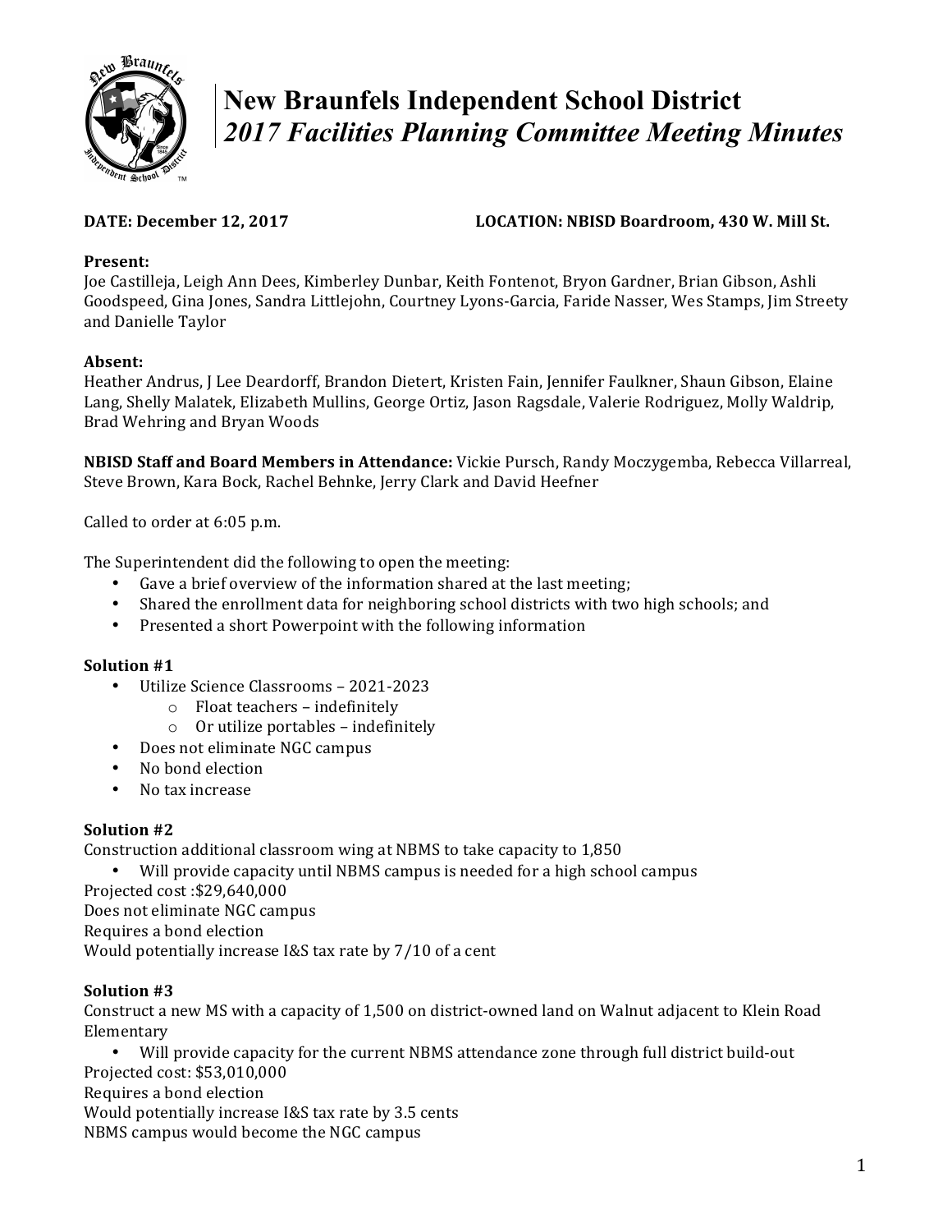# New Braunfels Independent School District
## *2017 Facilities Planning Committee Meeting Minutes*

**DATE: December 12, 2017** **LOCATION: NBISD Boardroom, 430 W. Mill St.**

**Present:**
Joe Castilleja, Leigh Ann Dees, Kimberley Dunbar, Keith Fontenot, Bryon Gardner, Brian Gibson, Ashli Goodspeed, Gina Jones, Sandra Littlejohn, Courtney Lyons-Garcia, Faride Nasser, Wes Stamps, Jim Streety and Danielle Taylor

**Absent:**
Heather Andrus, J Lee Deardorff, Brandon Dietert, Kristen Fain, Jennifer Faulkner, Shaun Gibson, Elaine Lang, Shelly Malatek, Elizabeth Mullins, George Ortiz, Jason Ragsdale, Valerie Rodriguez, Molly Waldrip, Brad Wehring and Bryan Woods

**NBISD Staff and Board Members in Attendance:** Vickie Pursch, Randy Moczygemba, Rebecca Villarreal, Steve Brown, Kara Bock, Rachel Behnke, Jerry Clark and David Heefner

Called to order at 6:05 p.m.

The Superintendent did the following to open the meeting:

- Gave a brief overview of the information shared at the last meeting;
- Shared the enrollment data for neighboring school districts with two high schools; and
- Presented a short Powerpoint with the following information

**Solution #1**

- Utilize Science Classrooms – 2021-2023
  - Float teachers – indefinitely
  - Or utilize portables – indefinitely
- Does not eliminate NGC campus
- No bond election
- No tax increase

**Solution #2**

Construction additional classroom wing at NBMS to take capacity to 1,850

- Will provide capacity until NBMS campus is needed for a high school campus

Projected cost :$29,640,000
Does not eliminate NGC campus
Requires a bond election
Would potentially increase I&S tax rate by 7/10 of a cent

**Solution #3**

Construct a new MS with a capacity of 1,500 on district-owned land on Walnut adjacent to Klein Road Elementary

- Will provide capacity for the current NBMS attendance zone through full district build-out

Projected cost: $53,010,000
Requires a bond election
Would potentially increase I&S tax rate by 3.5 cents
NBMS campus would become the NGC campus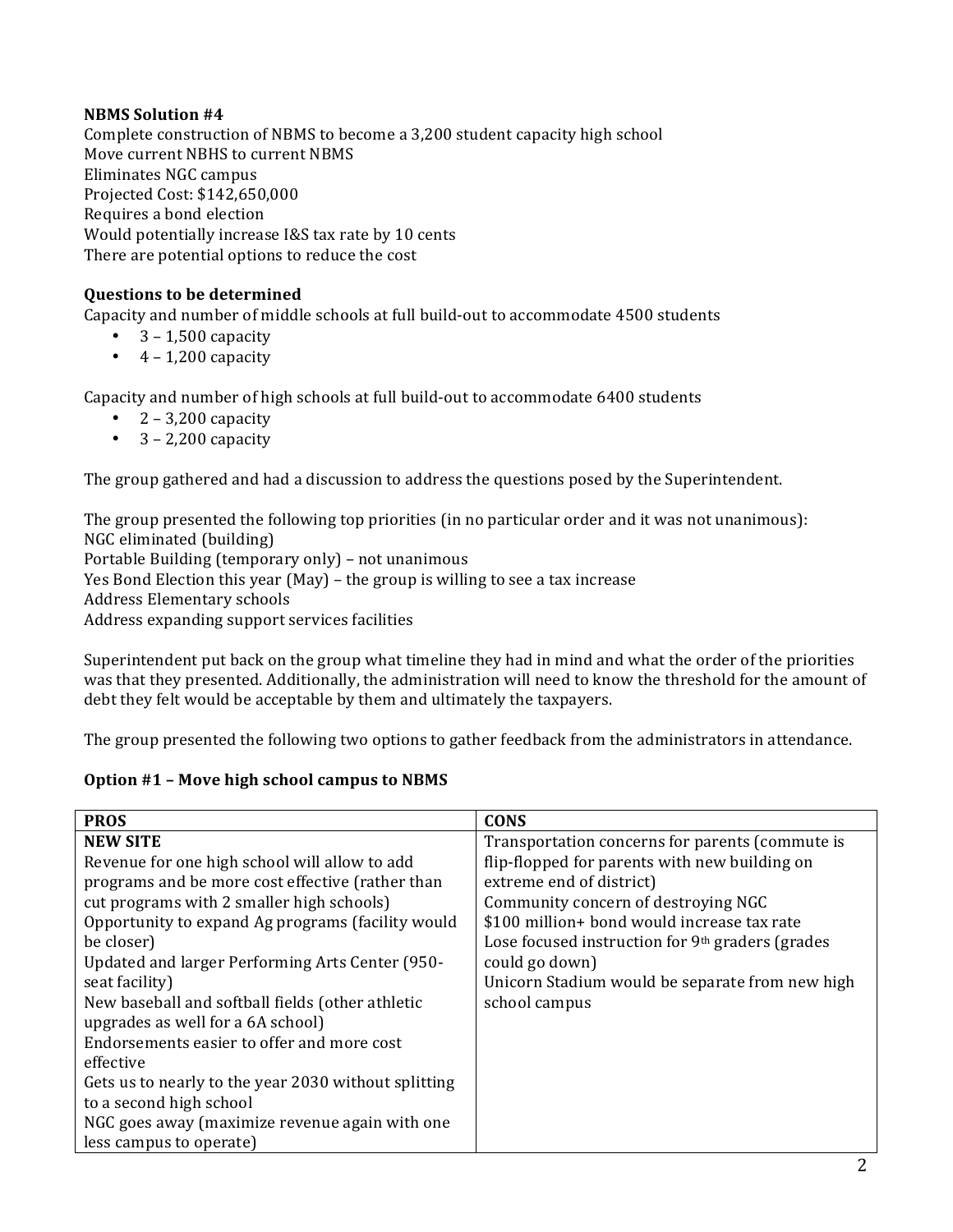**NBMS Solution #4**

Complete construction of NBMS to become a 3,200 student capacity high school
Move current NBHS to current NBMS
Eliminates NGC campus
Projected Cost: $142,650,000
Requires a bond election
Would potentially increase I&S tax rate by 10 cents
There are potential options to reduce the cost

**Questions to be determined**

Capacity and number of middle schools at full build-out to accommodate 4500 students

- 3 – 1,500 capacity
- 4 – 1,200 capacity

Capacity and number of high schools at full build-out to accommodate 6400 students

- 2 – 3,200 capacity
- 3 – 2,200 capacity

The group gathered and had a discussion to address the questions posed by the Superintendent.

The group presented the following top priorities (in no particular order and it was not unanimous):
NGC eliminated (building)
Portable Building (temporary only) – not unanimous
Yes Bond Election this year (May) – the group is willing to see a tax increase
Address Elementary schools
Address expanding support services facilities

Superintendent put back on the group what timeline they had in mind and what the order of the priorities was that they presented. Additionally, the administration will need to know the threshold for the amount of debt they felt would be acceptable by them and ultimately the taxpayers.

The group presented the following two options to gather feedback from the administrators in attendance.

**Option #1 – Move high school campus to NBMS**

| **PROS** | **CONS** |
|---|---|
| **NEW SITE**<br>Revenue for one high school will allow to add programs and be more cost effective (rather than cut programs with 2 smaller high schools)<br>Opportunity to expand Ag programs (facility would be closer)<br>Updated and larger Performing Arts Center (950-seat facility)<br>New baseball and softball fields (other athletic upgrades as well for a 6A school)<br>Endorsements easier to offer and more cost effective<br>Gets us to nearly to the year 2030 without splitting to a second high school<br>NGC goes away (maximize revenue again with one less campus to operate) | Transportation concerns for parents (commute is flip-flopped for parents with new building on extreme end of district)<br>Community concern of destroying NGC<br>$100 million+ bond would increase tax rate<br>Lose focused instruction for 9th graders (grades could go down)<br>Unicorn Stadium would be separate from new high school campus |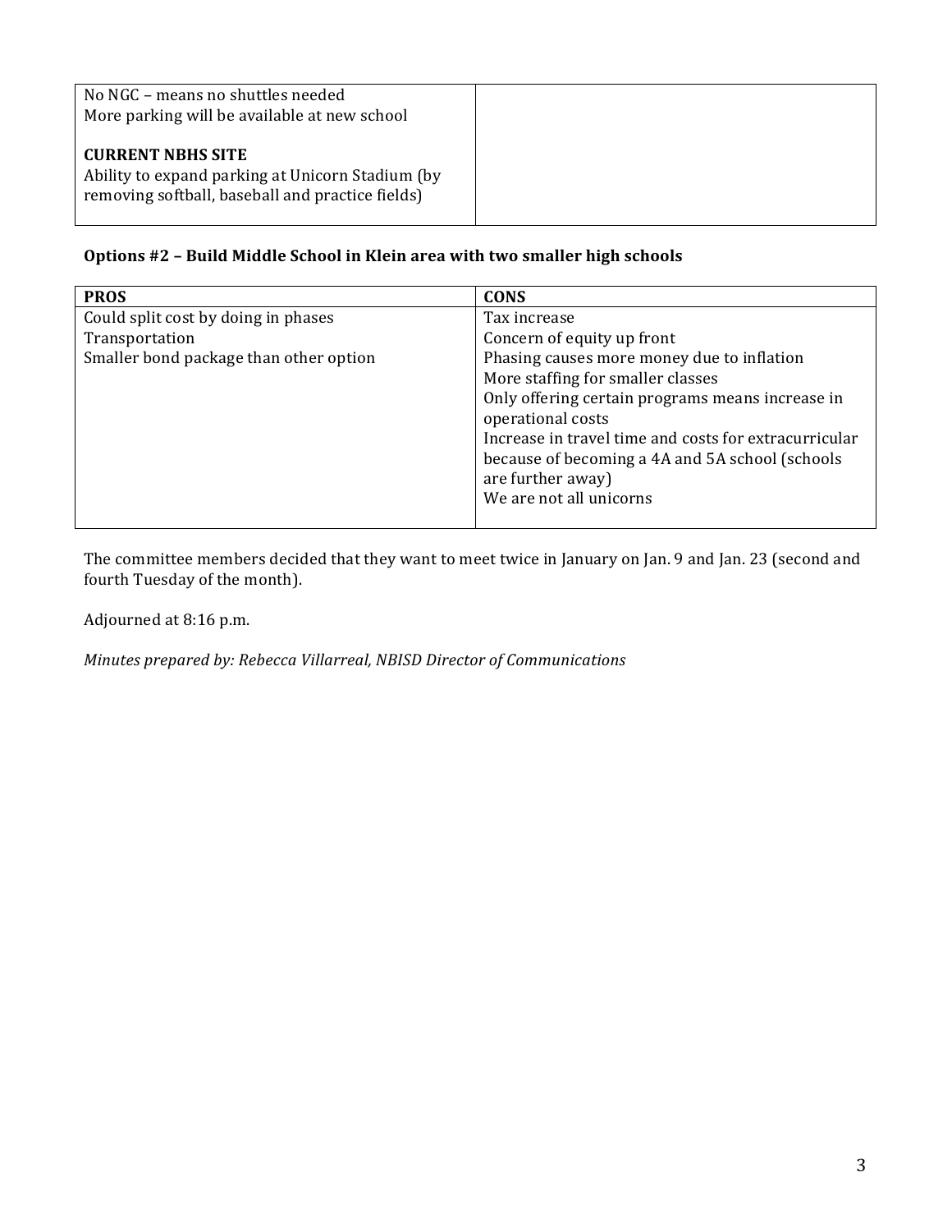| | |
|---|---|
| No NGC – means no shuttles needed<br>More parking will be available at new school<br><br>**CURRENT NBHS SITE**<br>Ability to expand parking at Unicorn Stadium (by removing softball, baseball and practice fields) | |

**Options #2 – Build Middle School in Klein area with two smaller high schools**

| PROS | CONS |
|---|---|
| Could split cost by doing in phases<br>Transportation<br>Smaller bond package than other option | Tax increase<br>Concern of equity up front<br>Phasing causes more money due to inflation<br>More staffing for smaller classes<br>Only offering certain programs means increase in operational costs<br>Increase in travel time and costs for extracurricular because of becoming a 4A and 5A school (schools are further away)<br>We are not all unicorns |

The committee members decided that they want to meet twice in January on Jan. 9 and Jan. 23 (second and fourth Tuesday of the month).

Adjourned at 8:16 p.m.

*Minutes prepared by: Rebecca Villarreal, NBISD Director of Communications*